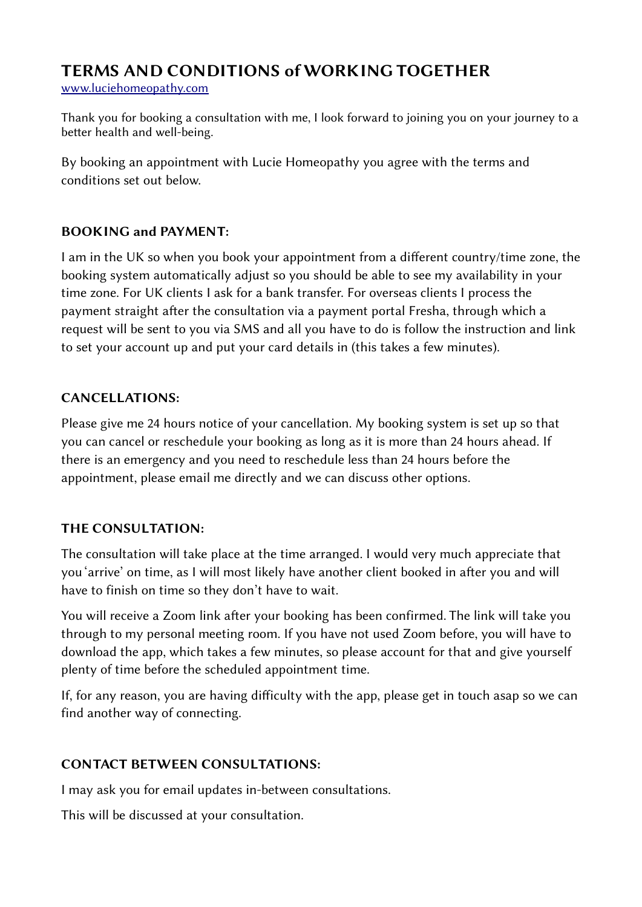# TERMS AND CONDITIONS of WORKING TOGETHER

[www.luciehomeopathy.com](http://www.luciehomeopathy.com)

Thank you for booking a consultation with me, I look forward to joining you on your journey to a better health and well-being.

By booking an appointment with Lucie Homeopathy you agree with the terms and conditions set out below.

## BOOKING and PAYMENT:

I am in the UK so when you book your appointment from a different country/time zone, the booking system automatically adjust so you should be able to see my availability in your time zone. For UK clients I ask for a bank transfer. For overseas clients I process the payment straight after the consultation via a payment portal Fresha, through which a request will be sent to you via SMS and all you have to do is follow the instruction and link to set your account up and put your card details in (this takes a few minutes).

## CANCELLATIONS:

Please give me 24 hours notice of your cancellation. My booking system is set up so that you can cancel or reschedule your booking as long as it is more than 24 hours ahead. If there is an emergency and you need to reschedule less than 24 hours before the appointment, please email me directly and we can discuss other options.

## THE CONSULTATION:

The consultation will take place at the time arranged. I would very much appreciate that you 'arrive' on time, as I will most likely have another client booked in after you and will have to finish on time so they don't have to wait.

You will receive a Zoom link after your booking has been confirmed. The link will take you through to my personal meeting room. If you have not used Zoom before, you will have to download the app, which takes a few minutes, so please account for that and give yourself plenty of time before the scheduled appointment time.

If, for any reason, you are having difficulty with the app, please get in touch asap so we can find another way of connecting.

## CONTACT BETWEEN CONSULTATIONS:

I may ask you for email updates in-between consultations.

This will be discussed at your consultation.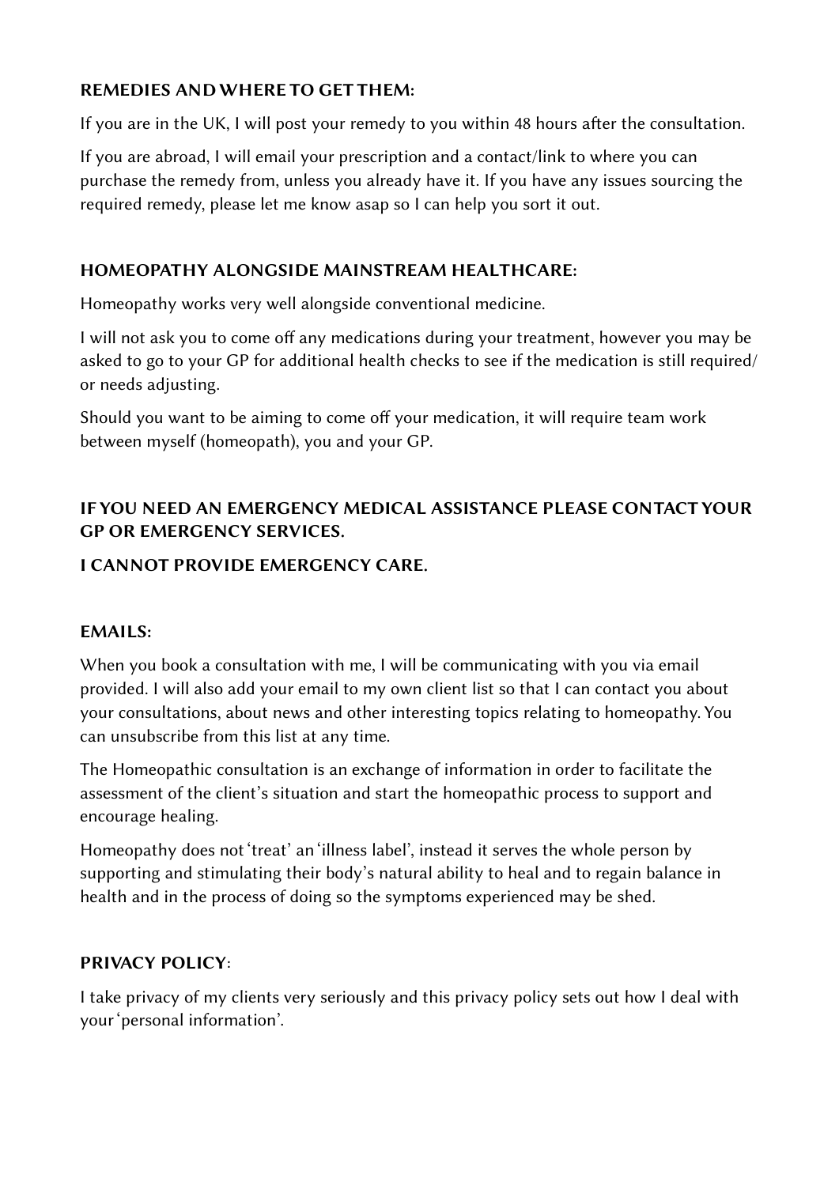**REMEDIES AND WHERE TO GET THEM:**

If you are in the UK, I will post your remedy to you within 48 hours after the consultation.

If you are abroad, I will email your prescription and a contact/link to where you can purchase the remedy from, unless you already have it. If you have any issues sourcing the required remedy, please let me know asap so I can help you sort it out.

**HOMEOPATHY ALONGSIDE MAINSTREAM HEALTHCARE:**

Homeopathy works very well alongside conventional medicine.

I will not ask you to come off any medications during your treatment, however you may be asked to go to your GP for additional health checks to see if the medication is still required/ or needs adjusting.

Should you want to be aiming to come off your medication, it will require team work between myself (homeopath), you and your GP.

**IF YOU NEED AN EMERGENCY MEDICAL ASSISTANCE PLEASE CONTACT YOUR GP OR EMERGENCY SERVICES.**

**I CANNOT PROVIDE EMERGENCY CARE.**

**EMAILS:**

When you book a consultation with me, I will be communicating with you via email provided. I will also add your email to my own client list so that I can contact you about your consultations, about news and other interesting topics relating to homeopathy. You can unsubscribe from this list at any time.

The Homeopathic consultation is an exchange of information in order to facilitate the assessment of the client's situation and start the homeopathic process to support and encourage healing.

Homeopathy does not 'treat' an 'illness label', instead it serves the whole person by supporting and stimulating their body's natural ability to heal and to regain balance in health and in the process of doing so the symptoms experienced may be shed.

**PRIVACY POLICY**:

I take privacy of my clients very seriously and this privacy policy sets out how I deal with your 'personal information'.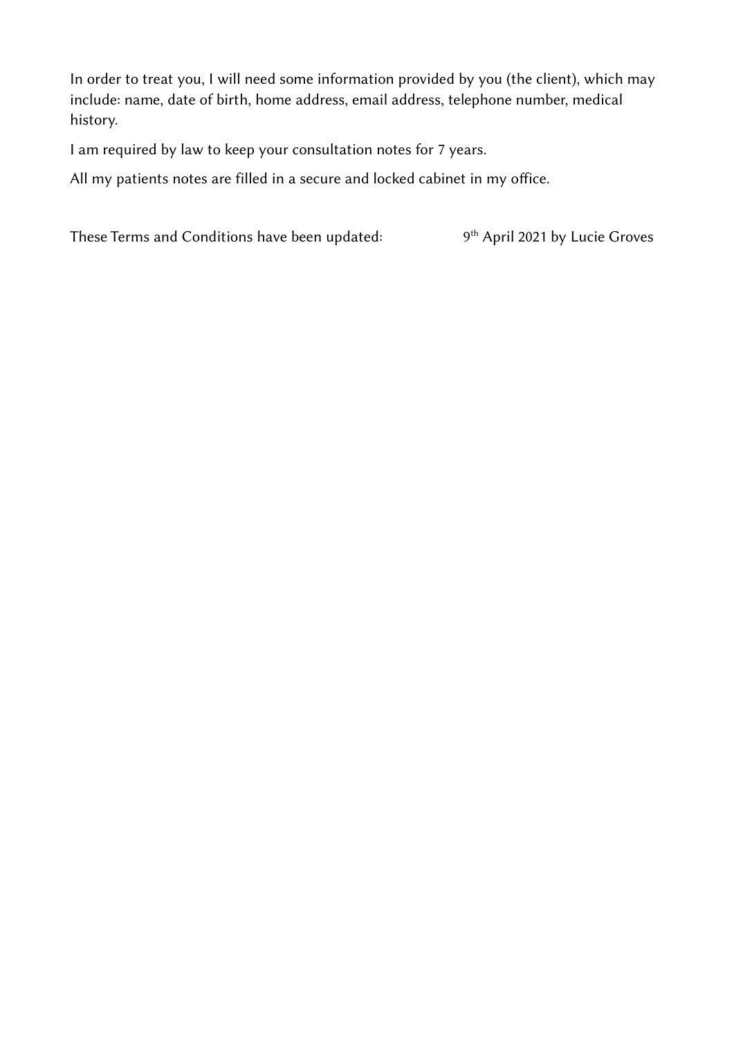In order to treat you, I will need some information provided by you (the client), which may include: name, date of birth, home address, email address, telephone number, medical history.

I am required by law to keep your consultation notes for 7 years.

All my patients notes are filled in a secure and locked cabinet in my office.

These Terms and Conditions have been updated: 9th April 2021 by Lucie Groves